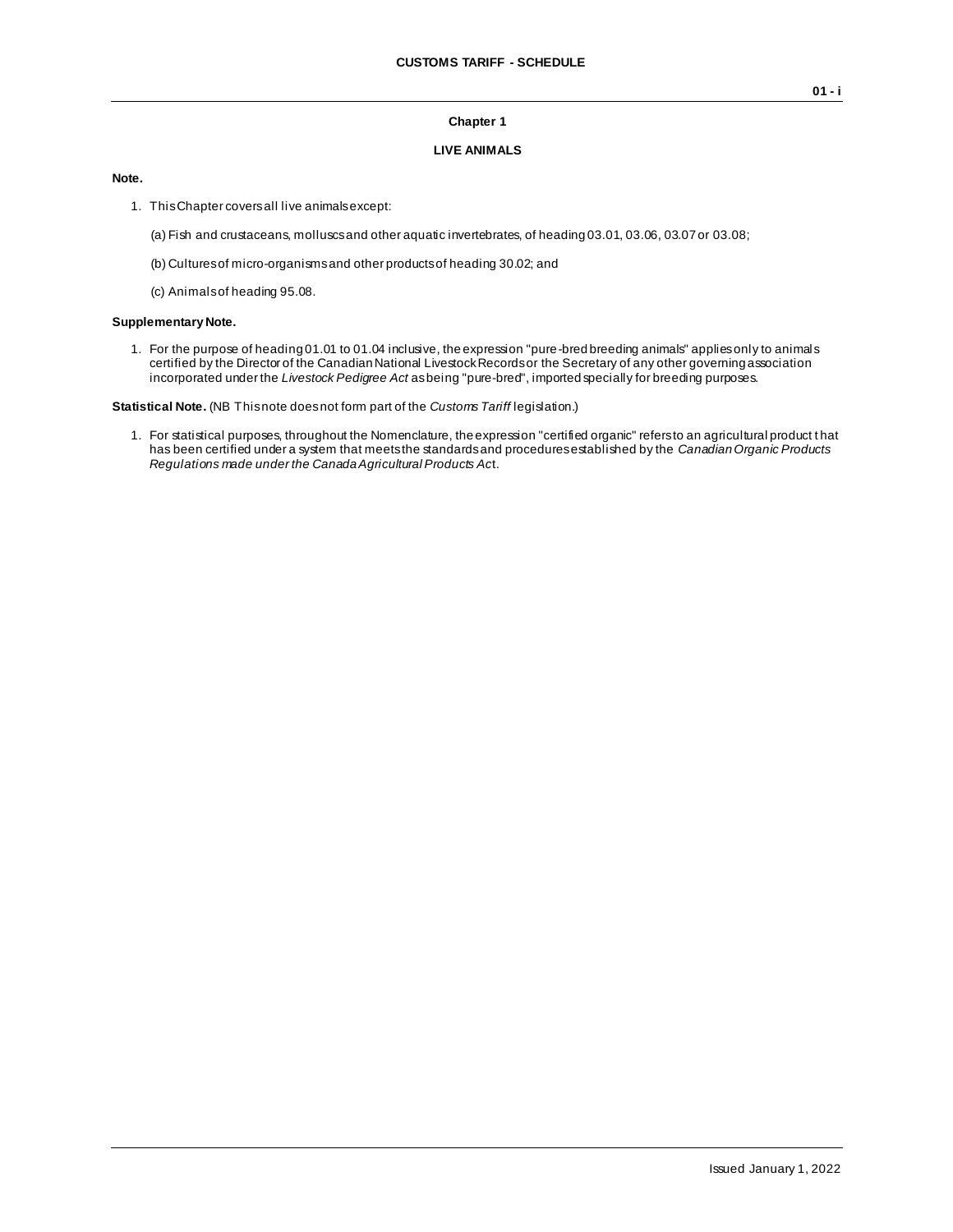# Chapter 1

## LIVE ANIMALS

**Note.**

1. This Chapter covers all live animals except:

   (a) Fish and crustaceans, molluscs and other aquatic invertebrates, of heading 03.01, 03.06, 03.07 or 03.08;

   (b) Cultures of micro-organisms and other products of heading 30.02; and

   (c) Animals of heading 95.08.

**Supplementary Note.**

1. For the purpose of heading 01.01 to 01.04 inclusive, the expression "pure-bred breeding animals" applies only to animals certified by the Director of the Canadian National Livestock Records or the Secretary of any other governing association incorporated under the *Livestock Pedigree Act* as being "pure-bred", imported specially for breeding purposes.

**Statistical Note.** (NB This note does not form part of the *Customs Tariff* legislation.)

1. For statistical purposes, throughout the Nomenclature, the expression "certified organic" refers to an agricultural product that has been certified under a system that meets the standards and procedures established by the *Canadian Organic Products Regulations made under the Canada Agricultural Products Act*.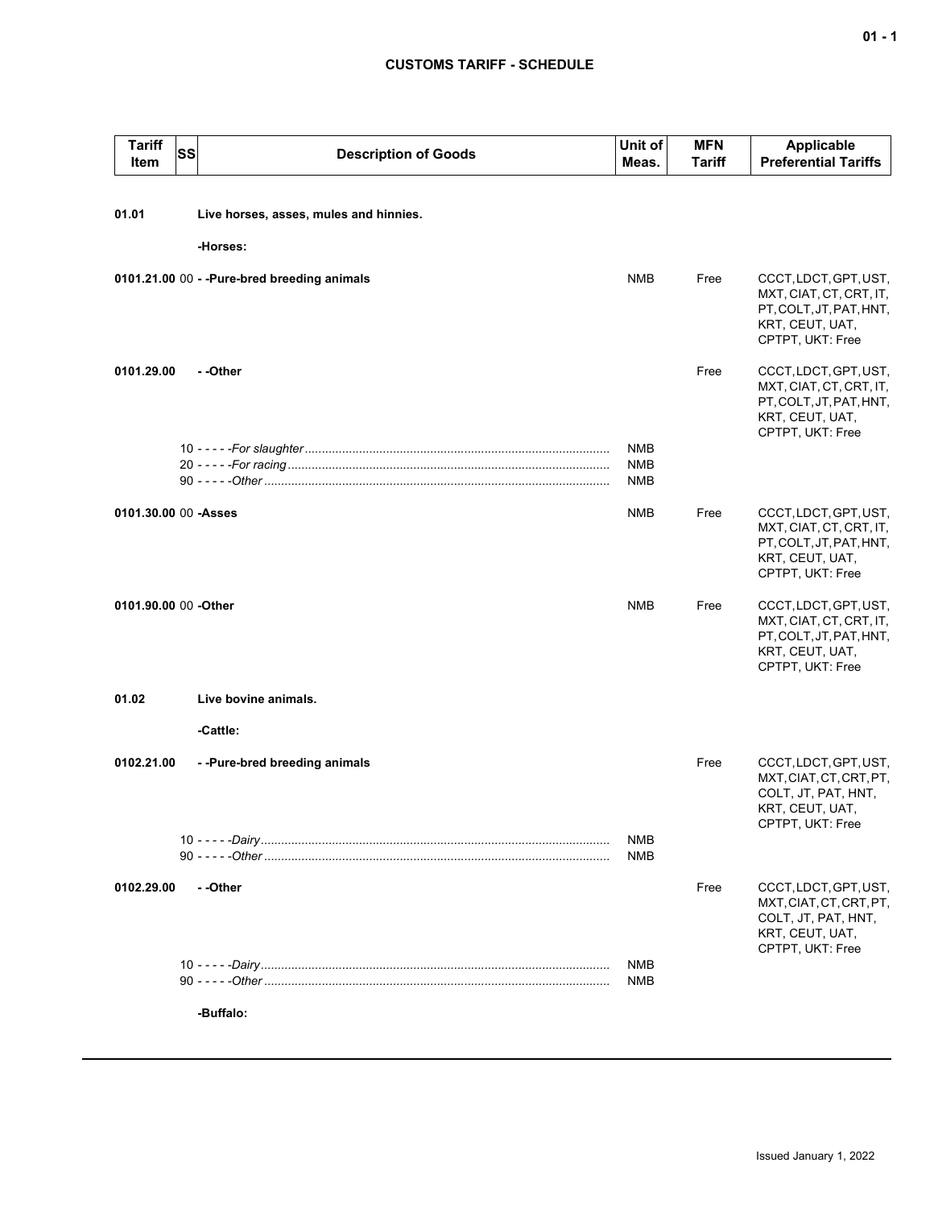# CUSTOMS TARIFF - SCHEDULE

| Tariff Item | SS | Description of Goods | Unit of Meas. | MFN Tariff | Applicable Preferential Tariffs |
|---|---|---|---|---|---|
| **01.01** | | **Live horses, asses, mules and hinnies.** | | | |
| | | **-Horses:** | | | |
| **0101.21.00** | 00 | **- -Pure-bred breeding animals** | NMB | Free | CCCT, LDCT, GPT, UST, MXT, CIAT, CT, CRT, IT, PT, COLT, JT, PAT, HNT, KRT, CEUT, UAT, CPTPT, UKT: Free |
| **0101.29.00** | | **- -Other** | | Free | CCCT, LDCT, GPT, UST, MXT, CIAT, CT, CRT, IT, PT, COLT, JT, PAT, HNT, KRT, CEUT, UAT, CPTPT, UKT: Free |
| | 10 | - - - - -*For slaughter* | NMB | | |
| | 20 | - - - - -*For racing* | NMB | | |
| | 90 | - - - - -*Other* | NMB | | |
| **0101.30.00** | 00 | **-Asses** | NMB | Free | CCCT, LDCT, GPT, UST, MXT, CIAT, CT, CRT, IT, PT, COLT, JT, PAT, HNT, KRT, CEUT, UAT, CPTPT, UKT: Free |
| **0101.90.00** | 00 | **-Other** | NMB | Free | CCCT, LDCT, GPT, UST, MXT, CIAT, CT, CRT, IT, PT, COLT, JT, PAT, HNT, KRT, CEUT, UAT, CPTPT, UKT: Free |
| **01.02** | | **Live bovine animals.** | | | |
| | | **-Cattle:** | | | |
| **0102.21.00** | | **- -Pure-bred breeding animals** | | Free | CCCT, LDCT, GPT, UST, MXT, CIAT, CT, CRT, PT, COLT, JT, PAT, HNT, KRT, CEUT, UAT, CPTPT, UKT: Free |
| | 10 | - - - - -*Dairy* | NMB | | |
| | 90 | - - - - -*Other* | NMB | | |
| **0102.29.00** | | **- -Other** | | Free | CCCT, LDCT, GPT, UST, MXT, CIAT, CT, CRT, PT, COLT, JT, PAT, HNT, KRT, CEUT, UAT, CPTPT, UKT: Free |
| | 10 | - - - - -*Dairy* | NMB | | |
| | 90 | - - - - -*Other* | NMB | | |
| | | **-Buffalo:** | | | |

Issued January 1, 2022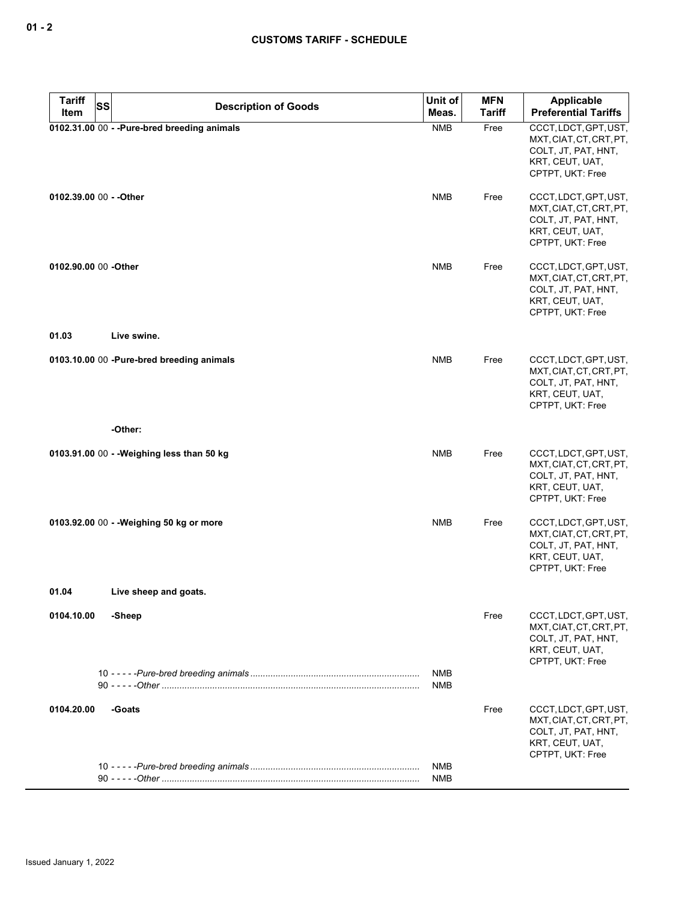| Tariff Item | SS | Description of Goods | Unit of Meas. | MFN Tariff | Applicable Preferential Tariffs |
|---|---|---|---|---|---|
| **0102.31.00** | 00 | **- -Pure-bred breeding animals** | NMB | Free | CCCT, LDCT, GPT, UST, MXT, CIAT, CT, CRT, PT, COLT, JT, PAT, HNT, KRT, CEUT, UAT, CPTPT, UKT: Free |
| **0102.39.00** | 00 | **- -Other** | NMB | Free | CCCT, LDCT, GPT, UST, MXT, CIAT, CT, CRT, PT, COLT, JT, PAT, HNT, KRT, CEUT, UAT, CPTPT, UKT: Free |
| **0102.90.00** | 00 | **-Other** | NMB | Free | CCCT, LDCT, GPT, UST, MXT, CIAT, CT, CRT, PT, COLT, JT, PAT, HNT, KRT, CEUT, UAT, CPTPT, UKT: Free |
| **01.03** | | **Live swine.** | | | |
| **0103.10.00** | 00 | **-Pure-bred breeding animals** | NMB | Free | CCCT, LDCT, GPT, UST, MXT, CIAT, CT, CRT, PT, COLT, JT, PAT, HNT, KRT, CEUT, UAT, CPTPT, UKT: Free |
| | | **-Other:** | | | |
| **0103.91.00** | 00 | **- -Weighing less than 50 kg** | NMB | Free | CCCT, LDCT, GPT, UST, MXT, CIAT, CT, CRT, PT, COLT, JT, PAT, HNT, KRT, CEUT, UAT, CPTPT, UKT: Free |
| **0103.92.00** | 00 | **- -Weighing 50 kg or more** | NMB | Free | CCCT, LDCT, GPT, UST, MXT, CIAT, CT, CRT, PT, COLT, JT, PAT, HNT, KRT, CEUT, UAT, CPTPT, UKT: Free |
| **01.04** | | **Live sheep and goats.** | | | |
| **0104.10.00** | | **-Sheep** | | Free | CCCT, LDCT, GPT, UST, MXT, CIAT, CT, CRT, PT, COLT, JT, PAT, HNT, KRT, CEUT, UAT, CPTPT, UKT: Free |
| | 10 | - - - - -*Pure-bred breeding animals* | NMB | | |
| | 90 | - - - - -*Other* | NMB | | |
| **0104.20.00** | | **-Goats** | | Free | CCCT, LDCT, GPT, UST, MXT, CIAT, CT, CRT, PT, COLT, JT, PAT, HNT, KRT, CEUT, UAT, CPTPT, UKT: Free |
| | 10 | - - - - -*Pure-bred breeding animals* | NMB | | |
| | 90 | - - - - -*Other* | NMB | | |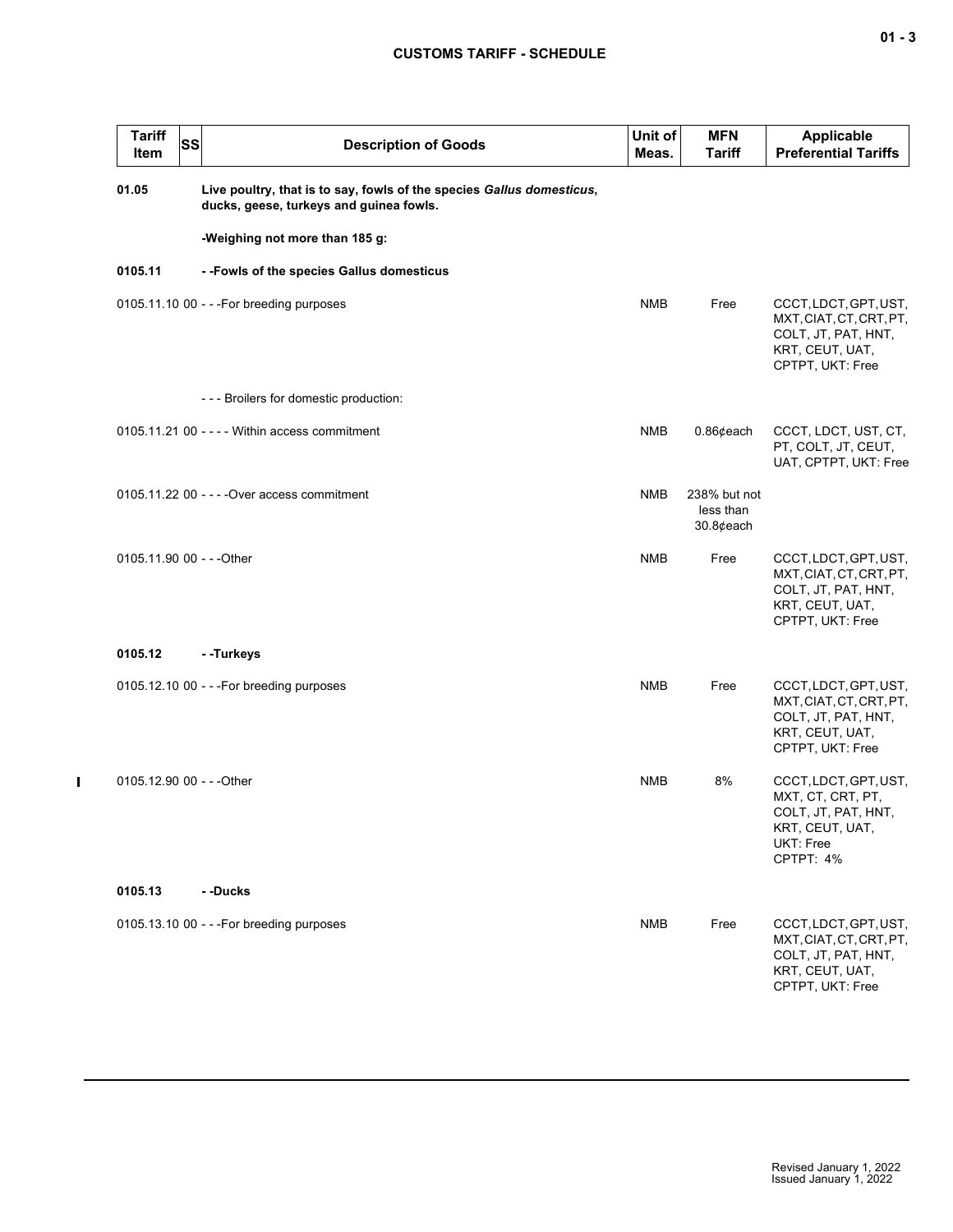| Tariff Item | SS | Description of Goods | Unit of Meas. | MFN Tariff | Applicable Preferential Tariffs |
|---|---|---|---|---|---|
| **01.05** | | **Live poultry, that is to say, fowls of the species *Gallus domesticus*, ducks, geese, turkeys and guinea fowls.** | | | |
| | | **-Weighing not more than 185 g:** | | | |
| **0105.11** | | **- -Fowls of the species Gallus domesticus** | | | |
| 0105.11.10 | 00 | - - -For breeding purposes | NMB | Free | CCCT, LDCT, GPT, UST, MXT, CIAT, CT, CRT, PT, COLT, JT, PAT, HNT, KRT, CEUT, UAT, CPTPT, UKT: Free |
| | | - - - Broilers for domestic production: | | | |
| 0105.11.21 | 00 | - - - - Within access commitment | NMB | 0.86¢each | CCCT, LDCT, UST, CT, PT, COLT, JT, CEUT, UAT, CPTPT, UKT: Free |
| 0105.11.22 | 00 | - - - -Over access commitment | NMB | 238% but not less than 30.8¢each | |
| 0105.11.90 | 00 | - - -Other | NMB | Free | CCCT, LDCT, GPT, UST, MXT, CIAT, CT, CRT, PT, COLT, JT, PAT, HNT, KRT, CEUT, UAT, CPTPT, UKT: Free |
| **0105.12** | | **- -Turkeys** | | | |
| 0105.12.10 | 00 | - - -For breeding purposes | NMB | Free | CCCT, LDCT, GPT, UST, MXT, CIAT, CT, CRT, PT, COLT, JT, PAT, HNT, KRT, CEUT, UAT, CPTPT, UKT: Free |
| 0105.12.90 | 00 | - - -Other | NMB | 8% | CCCT, LDCT, GPT, UST, MXT, CT, CRT, PT, COLT, JT, PAT, HNT, KRT, CEUT, UAT, UKT: Free<br>CPTPT: 4% |
| **0105.13** | | **- -Ducks** | | | |
| 0105.13.10 | 00 | - - -For breeding purposes | NMB | Free | CCCT, LDCT, GPT, UST, MXT, CIAT, CT, CRT, PT, COLT, JT, PAT, HNT, KRT, CEUT, UAT, CPTPT, UKT: Free |

Revised January 1, 2022
Issued January 1, 2022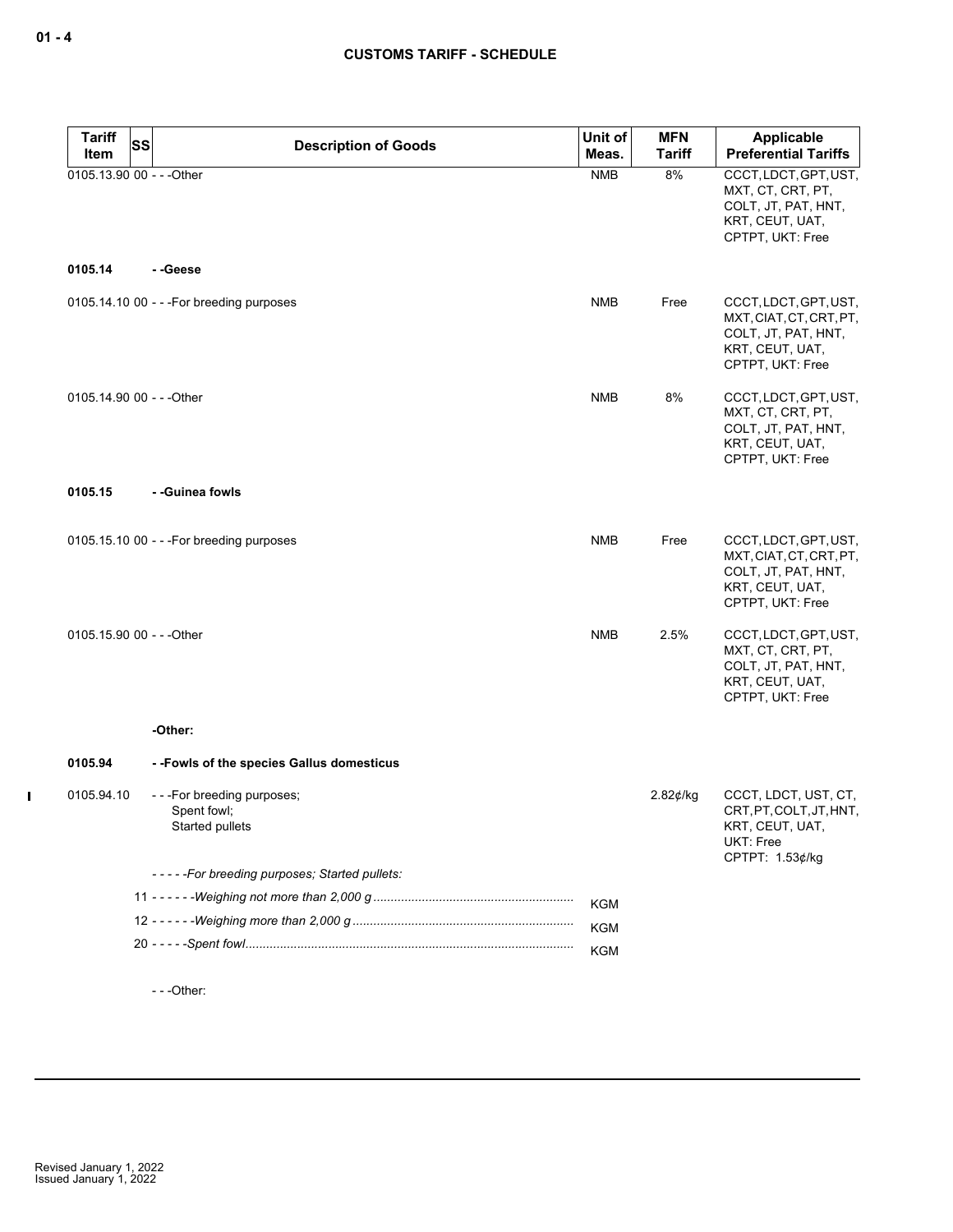| Tariff Item | SS | Description of Goods | Unit of Meas. | MFN Tariff | Applicable Preferential Tariffs |
|---|---|---|---|---|---|
| 0105.13.90 | 00 | - - -Other | NMB | 8% | CCCT, LDCT, GPT, UST, MXT, CT, CRT, PT, COLT, JT, PAT, HNT, KRT, CEUT, UAT, CPTPT, UKT: Free |
| **0105.14** | | **- -Geese** | | | |
| 0105.14.10 | 00 | - - -For breeding purposes | NMB | Free | CCCT, LDCT, GPT, UST, MXT, CIAT, CT, CRT, PT, COLT, JT, PAT, HNT, KRT, CEUT, UAT, CPTPT, UKT: Free |
| 0105.14.90 | 00 | - - -Other | NMB | 8% | CCCT, LDCT, GPT, UST, MXT, CT, CRT, PT, COLT, JT, PAT, HNT, KRT, CEUT, UAT, CPTPT, UKT: Free |
| **0105.15** | | **- -Guinea fowls** | | | |
| 0105.15.10 | 00 | - - -For breeding purposes | NMB | Free | CCCT, LDCT, GPT, UST, MXT, CIAT, CT, CRT, PT, COLT, JT, PAT, HNT, KRT, CEUT, UAT, CPTPT, UKT: Free |
| 0105.15.90 | 00 | - - -Other | NMB | 2.5% | CCCT, LDCT, GPT, UST, MXT, CT, CRT, PT, COLT, JT, PAT, HNT, KRT, CEUT, UAT, CPTPT, UKT: Free |
| | | **-Other:** | | | |
| **0105.94** | | **- -Fowls of the species Gallus domesticus** | | | |
| 0105.94.10 | | - - -For breeding purposes;<br>Spent fowl;<br>Started pullets | | 2.82¢/kg | CCCT, LDCT, UST, CT, CRT, PT, COLT, JT, HNT, KRT, CEUT, UAT, UKT: Free<br>CPTPT: 1.53¢/kg |
| | | *- - - - -For breeding purposes; Started pullets:* | | | |
| | 11 | *- - - - - -Weighing not more than 2,000 g* | KGM | | |
| | 12 | *- - - - - -Weighing more than 2,000 g* | KGM | | |
| | 20 | *- - - - -Spent fowl* | KGM | | |
| | | - - -Other: | | | |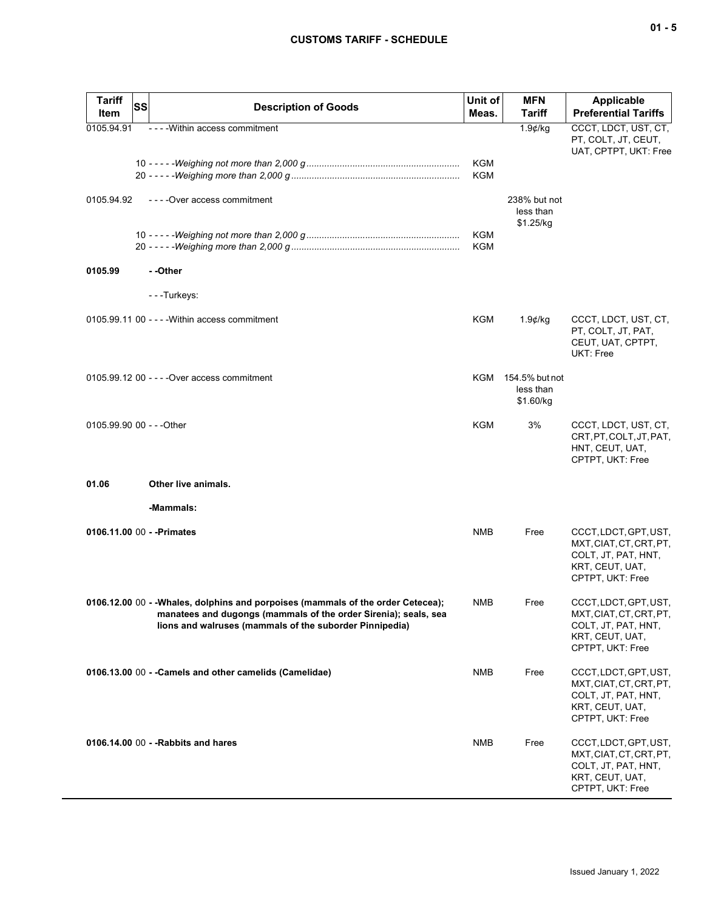| Tariff Item | SS | Description of Goods | Unit of Meas. | MFN Tariff | Applicable Preferential Tariffs |
|---|---|---|---|---|---|
| 0105.94.91 | | - - - -Within access commitment | | 1.9¢/kg | CCCT, LDCT, UST, CT, PT, COLT, JT, CEUT, UAT, CPTPT, UKT: Free |
| | 10 | - - - - -*Weighing not more than 2,000 g* | KGM | | |
| | 20 | - - - - -*Weighing more than 2,000 g* | KGM | | |
| 0105.94.92 | | - - - -Over access commitment | | 238% but not less than $1.25/kg | |
| | 10 | - - - - -*Weighing not more than 2,000 g* | KGM | | |
| | 20 | - - - - -*Weighing more than 2,000 g* | KGM | | |
| **0105.99** | | **- -Other** | | | |
| | | - - -Turkeys: | | | |
| 0105.99.11 | 00 | - - - -Within access commitment | KGM | 1.9¢/kg | CCCT, LDCT, UST, CT, PT, COLT, JT, PAT, CEUT, UAT, CPTPT, UKT: Free |
| 0105.99.12 | 00 | - - - -Over access commitment | KGM | 154.5% but not less than $1.60/kg | |
| 0105.99.90 | 00 | - - -Other | KGM | 3% | CCCT, LDCT, UST, CT, CRT, PT, COLT, JT, PAT, HNT, CEUT, UAT, CPTPT, UKT: Free |
| **01.06** | | **Other live animals.** | | | |
| | | **-Mammals:** | | | |
| **0106.11.00** | 00 | **- -Primates** | NMB | Free | CCCT, LDCT, GPT, UST, MXT, CIAT, CT, CRT, PT, COLT, JT, PAT, HNT, KRT, CEUT, UAT, CPTPT, UKT: Free |
| **0106.12.00** | 00 | **- -Whales, dolphins and porpoises (mammals of the order Cetecea); manatees and dugongs (mammals of the order Sirenia); seals, sea lions and walruses (mammals of the suborder Pinnipedia)** | NMB | Free | CCCT, LDCT, GPT, UST, MXT, CIAT, CT, CRT, PT, COLT, JT, PAT, HNT, KRT, CEUT, UAT, CPTPT, UKT: Free |
| **0106.13.00** | 00 | **- -Camels and other camelids (Camelidae)** | NMB | Free | CCCT, LDCT, GPT, UST, MXT, CIAT, CT, CRT, PT, COLT, JT, PAT, HNT, KRT, CEUT, UAT, CPTPT, UKT: Free |
| **0106.14.00** | 00 | **- -Rabbits and hares** | NMB | Free | CCCT, LDCT, GPT, UST, MXT, CIAT, CT, CRT, PT, COLT, JT, PAT, HNT, KRT, CEUT, UAT, CPTPT, UKT: Free |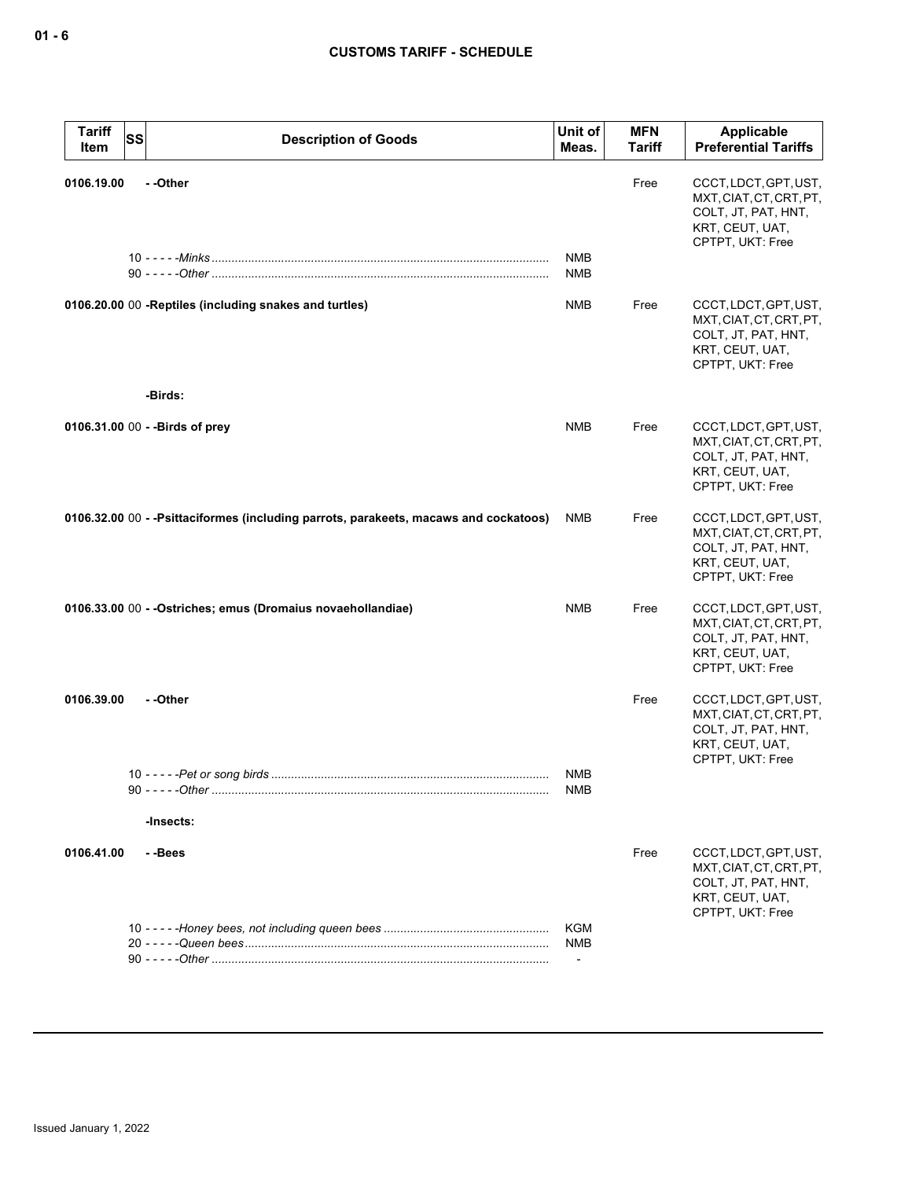| Tariff Item | SS | Description of Goods | Unit of Meas. | MFN Tariff | Applicable Preferential Tariffs |
|---|---|---|---|---|---|
| 0106.19.00 | | - -Other | | Free | CCCT, LDCT, GPT, UST, MXT, CIAT, CT, CRT, PT, COLT, JT, PAT, HNT, KRT, CEUT, UAT, CPTPT, UKT: Free |
| | 10 | - - - - -*Minks* | NMB | | |
| | 90 | - - - - -*Other* | NMB | | |
| 0106.20.00 | 00 | -Reptiles (including snakes and turtles) | NMB | Free | CCCT, LDCT, GPT, UST, MXT, CIAT, CT, CRT, PT, COLT, JT, PAT, HNT, KRT, CEUT, UAT, CPTPT, UKT: Free |
| | | -Birds: | | | |
| 0106.31.00 | 00 | - -Birds of prey | NMB | Free | CCCT, LDCT, GPT, UST, MXT, CIAT, CT, CRT, PT, COLT, JT, PAT, HNT, KRT, CEUT, UAT, CPTPT, UKT: Free |
| 0106.32.00 | 00 | - -Psittaciformes (including parrots, parakeets, macaws and cockatoos) | NMB | Free | CCCT, LDCT, GPT, UST, MXT, CIAT, CT, CRT, PT, COLT, JT, PAT, HNT, KRT, CEUT, UAT, CPTPT, UKT: Free |
| 0106.33.00 | 00 | - -Ostriches; emus (Dromaius novaehollandiae) | NMB | Free | CCCT, LDCT, GPT, UST, MXT, CIAT, CT, CRT, PT, COLT, JT, PAT, HNT, KRT, CEUT, UAT, CPTPT, UKT: Free |
| 0106.39.00 | | - -Other | | Free | CCCT, LDCT, GPT, UST, MXT, CIAT, CT, CRT, PT, COLT, JT, PAT, HNT, KRT, CEUT, UAT, CPTPT, UKT: Free |
| | 10 | - - - - -*Pet or song birds* | NMB | | |
| | 90 | - - - - -*Other* | NMB | | |
| | | -Insects: | | | |
| 0106.41.00 | | - -Bees | | Free | CCCT, LDCT, GPT, UST, MXT, CIAT, CT, CRT, PT, COLT, JT, PAT, HNT, KRT, CEUT, UAT, CPTPT, UKT: Free |
| | 10 | - - - - -*Honey bees, not including queen bees* | KGM | | |
| | 20 | - - - - -*Queen bees* | NMB | | |
| | 90 | - - - - -*Other* | - | | |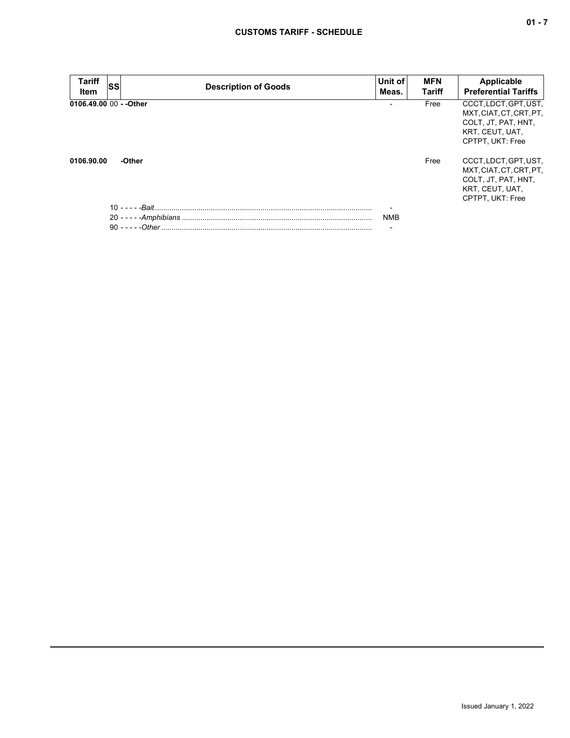| Tariff Item | SS | Description of Goods | Unit of Meas. | MFN Tariff | Applicable Preferential Tariffs |
|---|---|---|---|---|---|
| **0106.49.00** | 00 | **- -Other** | - | Free | CCCT, LDCT, GPT, UST, MXT, CIAT, CT, CRT, PT, COLT, JT, PAT, HNT, KRT, CEUT, UAT, CPTPT, UKT: Free |
| **0106.90.00** | | **-Other** | | Free | CCCT, LDCT, GPT, UST, MXT, CIAT, CT, CRT, PT, COLT, JT, PAT, HNT, KRT, CEUT, UAT, CPTPT, UKT: Free |
| | 10 | - - - - -*Bait* | - | | |
| | 20 | - - - - -*Amphibians* | NMB | | |
| | 90 | - - - - -*Other* | - | | |

Issued January 1, 2022